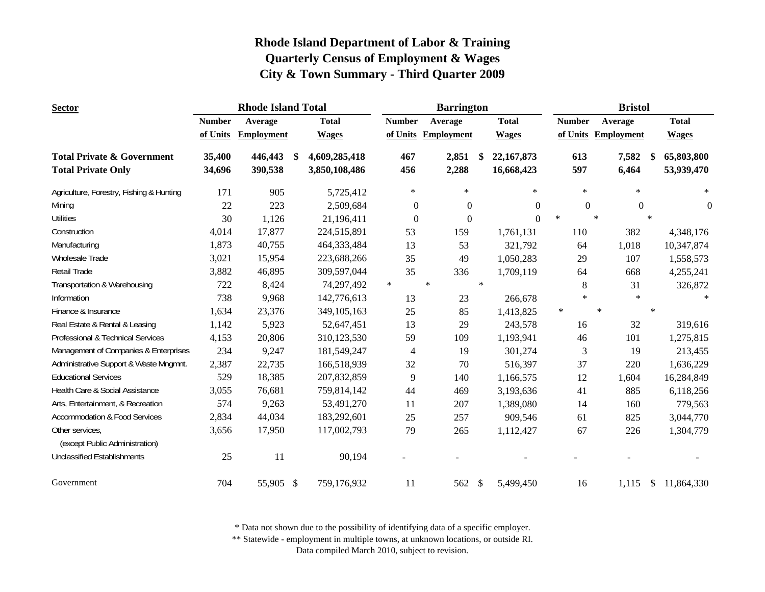# Rhode Island Department of Labor & Training
## Quarterly Census of Employment & Wages
## City & Town Summary - Third Quarter 2009

| Sector | Rhode Island Total | | | Barrington | | | Bristol | | |
|---|---|---|---|---|---|---|---|---|---|
| | Number of Units | Average Employment | Total Wages | Number of Units | Average Employment | Total Wages | Number of Units | Average Employment | Total Wages |
| **Total Private & Government** | **35,400** | **446,443** | **$ 4,609,285,418** | **467** | **2,851** | **$ 22,167,873** | **613** | **7,582** | **$ 65,803,800** |
| **Total Private Only** | **34,696** | **390,538** | **3,850,108,486** | **456** | **2,288** | **16,668,423** | **597** | **6,464** | **53,939,470** |
| Agriculture, Forestry, Fishing & Hunting | 171 | 905 | 5,725,412 | * | * | * | * | * | * |
| Mining | 22 | 223 | 2,509,684 | 0 | 0 | 0 | 0 | 0 | 0 |
| Utilities | 30 | 1,126 | 21,196,411 | 0 | 0 | 0 | * | * | * |
| Construction | 4,014 | 17,877 | 224,515,891 | 53 | 159 | 1,761,131 | 110 | 382 | 4,348,176 |
| Manufacturing | 1,873 | 40,755 | 464,333,484 | 13 | 53 | 321,792 | 64 | 1,018 | 10,347,874 |
| Wholesale Trade | 3,021 | 15,954 | 223,688,266 | 35 | 49 | 1,050,283 | 29 | 107 | 1,558,573 |
| Retail Trade | 3,882 | 46,895 | 309,597,044 | 35 | 336 | 1,709,119 | 64 | 668 | 4,255,241 |
| Transportation & Warehousing | 722 | 8,424 | 74,297,492 | * | * | * | 8 | 31 | 326,872 |
| Information | 738 | 9,968 | 142,776,613 | 13 | 23 | 266,678 | * | * | * |
| Finance & Insurance | 1,634 | 23,376 | 349,105,163 | 25 | 85 | 1,413,825 | * | * | * |
| Real Estate & Rental & Leasing | 1,142 | 5,923 | 52,647,451 | 13 | 29 | 243,578 | 16 | 32 | 319,616 |
| Professional & Technical Services | 4,153 | 20,806 | 310,123,530 | 59 | 109 | 1,193,941 | 46 | 101 | 1,275,815 |
| Management of Companies & Enterprises | 234 | 9,247 | 181,549,247 | 4 | 19 | 301,274 | 3 | 19 | 213,455 |
| Administrative Support & Waste Mngmnt. | 2,387 | 22,735 | 166,518,939 | 32 | 70 | 516,397 | 37 | 220 | 1,636,229 |
| Educational Services | 529 | 18,385 | 207,832,859 | 9 | 140 | 1,166,575 | 12 | 1,604 | 16,284,849 |
| Health Care & Social Assistance | 3,055 | 76,681 | 759,814,142 | 44 | 469 | 3,193,636 | 41 | 885 | 6,118,256 |
| Arts, Entertainment, & Recreation | 574 | 9,263 | 53,491,270 | 11 | 207 | 1,389,080 | 14 | 160 | 779,563 |
| Accommodation & Food Services | 2,834 | 44,034 | 183,292,601 | 25 | 257 | 909,546 | 61 | 825 | 3,044,770 |
| Other services, (except Public Administration) | 3,656 | 17,950 | 117,002,793 | 79 | 265 | 1,112,427 | 67 | 226 | 1,304,779 |
| Unclassified Establishments | 25 | 11 | 90,194 | - | - | - | - | - | - |
| Government | 704 | 55,905 | $ 759,176,932 | 11 | 562 | $ 5,499,450 | 16 | 1,115 | $ 11,864,330 |

\* Data not shown due to the possibility of identifying data of a specific employer.
\*\* Statewide - employment in multiple towns, at unknown locations, or outside RI.
Data compiled March 2010, subject to revision.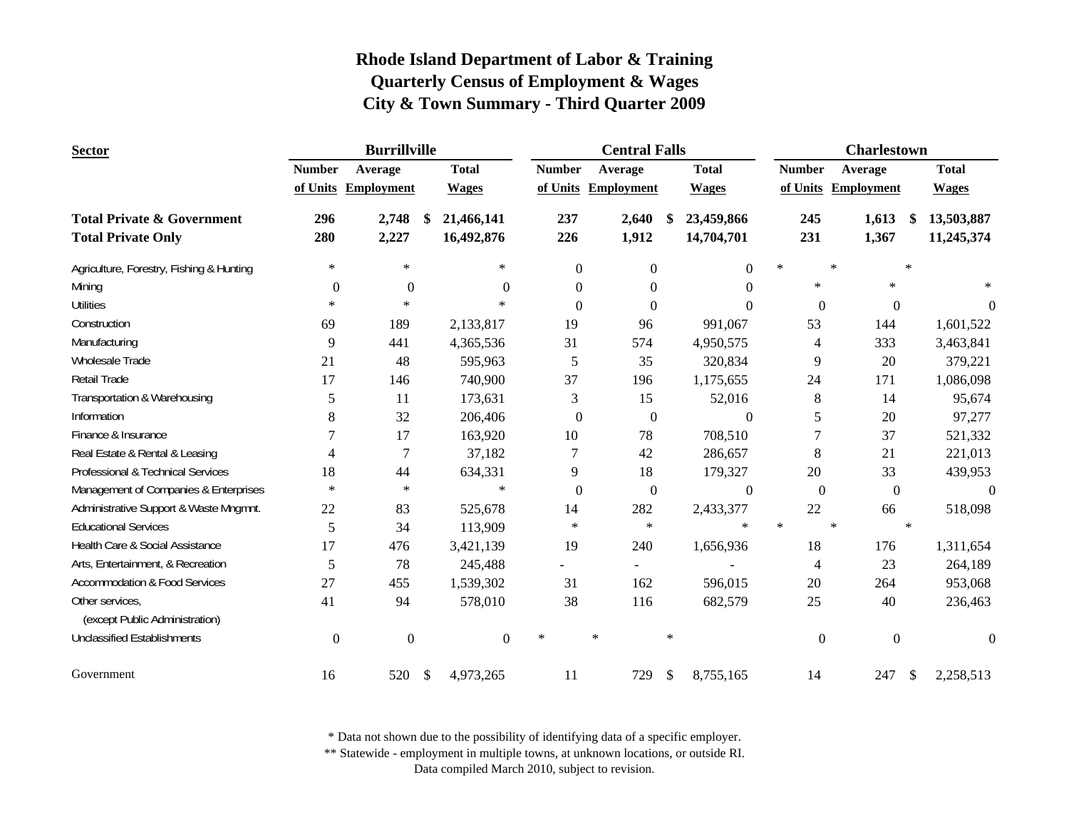# Rhode Island Department of Labor & Training
## Quarterly Census of Employment & Wages
## City & Town Summary - Third Quarter 2009

| Sector | Burrillville | | | Central Falls | | | Charlestown | | |
|---|---|---|---|---|---|---|---|---|---|
| | Number of Units | Average Employment | Total Wages | Number of Units | Average Employment | Total Wages | Number of Units | Average Employment | Total Wages |
| **Total Private & Government** | **296** | **2,748** | **$ 21,466,141** | **237** | **2,640** | **$ 23,459,866** | **245** | **1,613** | **$ 13,503,887** |
| **Total Private Only** | **280** | **2,227** | **16,492,876** | **226** | **1,912** | **14,704,701** | **231** | **1,367** | **11,245,374** |
| Agriculture, Forestry, Fishing & Hunting | * | * | * | 0 | 0 | 0 | * | * | * |
| Mining | 0 | 0 | 0 | 0 | 0 | 0 | * | * | * |
| Utilities | * | * | * | 0 | 0 | 0 | 0 | 0 | 0 |
| Construction | 69 | 189 | 2,133,817 | 19 | 96 | 991,067 | 53 | 144 | 1,601,522 |
| Manufacturing | 9 | 441 | 4,365,536 | 31 | 574 | 4,950,575 | 4 | 333 | 3,463,841 |
| Wholesale Trade | 21 | 48 | 595,963 | 5 | 35 | 320,834 | 9 | 20 | 379,221 |
| Retail Trade | 17 | 146 | 740,900 | 37 | 196 | 1,175,655 | 24 | 171 | 1,086,098 |
| Transportation & Warehousing | 5 | 11 | 173,631 | 3 | 15 | 52,016 | 8 | 14 | 95,674 |
| Information | 8 | 32 | 206,406 | 0 | 0 | 0 | 5 | 20 | 97,277 |
| Finance & Insurance | 7 | 17 | 163,920 | 10 | 78 | 708,510 | 7 | 37 | 521,332 |
| Real Estate & Rental & Leasing | 4 | 7 | 37,182 | 7 | 42 | 286,657 | 8 | 21 | 221,013 |
| Professional & Technical Services | 18 | 44 | 634,331 | 9 | 18 | 179,327 | 20 | 33 | 439,953 |
| Management of Companies & Enterprises | * | * | * | 0 | 0 | 0 | 0 | 0 | 0 |
| Administrative Support & Waste Mngmnt. | 22 | 83 | 525,678 | 14 | 282 | 2,433,377 | 22 | 66 | 518,098 |
| Educational Services | 5 | 34 | 113,909 | * | * | * | * | * | * |
| Health Care & Social Assistance | 17 | 476 | 3,421,139 | 19 | 240 | 1,656,936 | 18 | 176 | 1,311,654 |
| Arts, Entertainment, & Recreation | 5 | 78 | 245,488 | - | - | - | 4 | 23 | 264,189 |
| Accommodation & Food Services | 27 | 455 | 1,539,302 | 31 | 162 | 596,015 | 20 | 264 | 953,068 |
| Other services, (except Public Administration) | 41 | 94 | 578,010 | 38 | 116 | 682,579 | 25 | 40 | 236,463 |
| Unclassified Establishments | 0 | 0 | 0 | * | * | * | 0 | 0 | 0 |
| Government | 16 | 520 | $ 4,973,265 | 11 | 729 | $ 8,755,165 | 14 | 247 | $ 2,258,513 |

\* Data not shown due to the possibility of identifying data of a specific employer.
** Statewide - employment in multiple towns, at unknown locations, or outside RI.
Data compiled March 2010, subject to revision.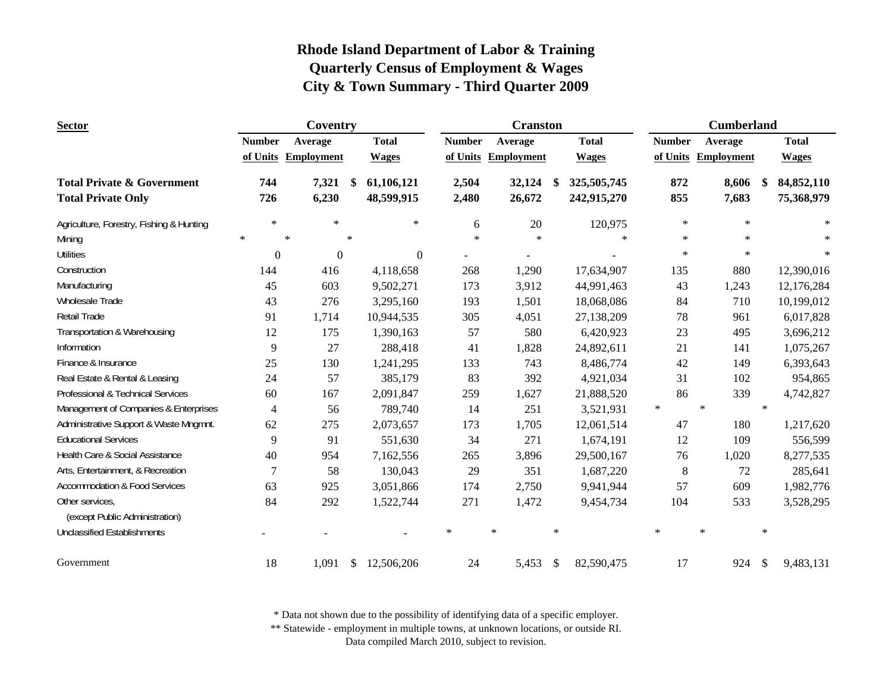# Rhode Island Department of Labor & Training
## Quarterly Census of Employment & Wages
## City & Town Summary - Third Quarter 2009

| Sector | Coventry | | | Cranston | | | Cumberland | | |
|---|---|---|---|---|---|---|---|---|---|
| | Number of Units | Average Employment | Total Wages | Number of Units | Average Employment | Total Wages | Number of Units | Average Employment | Total Wages |
| **Total Private & Government** | **744** | **7,321** | **$ 61,106,121** | **2,504** | **32,124** | **$ 325,505,745** | **872** | **8,606** | **$ 84,852,110** |
| **Total Private Only** | **726** | **6,230** | **48,599,915** | **2,480** | **26,672** | **242,915,270** | **855** | **7,683** | **75,368,979** |
| Agriculture, Forestry, Fishing & Hunting | * | * | * | 6 | 20 | 120,975 | * | * | * |
| Mining | * | * | * | * | * | * | * | * | * |
| Utilities | 0 | 0 | 0 | - | - | - | * | * | * |
| Construction | 144 | 416 | 4,118,658 | 268 | 1,290 | 17,634,907 | 135 | 880 | 12,390,016 |
| Manufacturing | 45 | 603 | 9,502,271 | 173 | 3,912 | 44,991,463 | 43 | 1,243 | 12,176,284 |
| Wholesale Trade | 43 | 276 | 3,295,160 | 193 | 1,501 | 18,068,086 | 84 | 710 | 10,199,012 |
| Retail Trade | 91 | 1,714 | 10,944,535 | 305 | 4,051 | 27,138,209 | 78 | 961 | 6,017,828 |
| Transportation & Warehousing | 12 | 175 | 1,390,163 | 57 | 580 | 6,420,923 | 23 | 495 | 3,696,212 |
| Information | 9 | 27 | 288,418 | 41 | 1,828 | 24,892,611 | 21 | 141 | 1,075,267 |
| Finance & Insurance | 25 | 130 | 1,241,295 | 133 | 743 | 8,486,774 | 42 | 149 | 6,393,643 |
| Real Estate & Rental & Leasing | 24 | 57 | 385,179 | 83 | 392 | 4,921,034 | 31 | 102 | 954,865 |
| Professional & Technical Services | 60 | 167 | 2,091,847 | 259 | 1,627 | 21,888,520 | 86 | 339 | 4,742,827 |
| Management of Companies & Enterprises | 4 | 56 | 789,740 | 14 | 251 | 3,521,931 | * | * | * |
| Administrative Support & Waste Mngmnt. | 62 | 275 | 2,073,657 | 173 | 1,705 | 12,061,514 | 47 | 180 | 1,217,620 |
| Educational Services | 9 | 91 | 551,630 | 34 | 271 | 1,674,191 | 12 | 109 | 556,599 |
| Health Care & Social Assistance | 40 | 954 | 7,162,556 | 265 | 3,896 | 29,500,167 | 76 | 1,020 | 8,277,535 |
| Arts, Entertainment, & Recreation | 7 | 58 | 130,043 | 29 | 351 | 1,687,220 | 8 | 72 | 285,641 |
| Accommodation & Food Services | 63 | 925 | 3,051,866 | 174 | 2,750 | 9,941,944 | 57 | 609 | 1,982,776 |
| Other services, (except Public Administration) | 84 | 292 | 1,522,744 | 271 | 1,472 | 9,454,734 | 104 | 533 | 3,528,295 |
| Unclassified Establishments | - | - | - | * | * | * | * | * | * |
| Government | 18 | 1,091 | $ 12,506,206 | 24 | 5,453 | $ 82,590,475 | 17 | 924 | $ 9,483,131 |

* Data not shown due to the possibility of identifying data of a specific employer.
** Statewide - employment in multiple towns, at unknown locations, or outside RI.
Data compiled March 2010, subject to revision.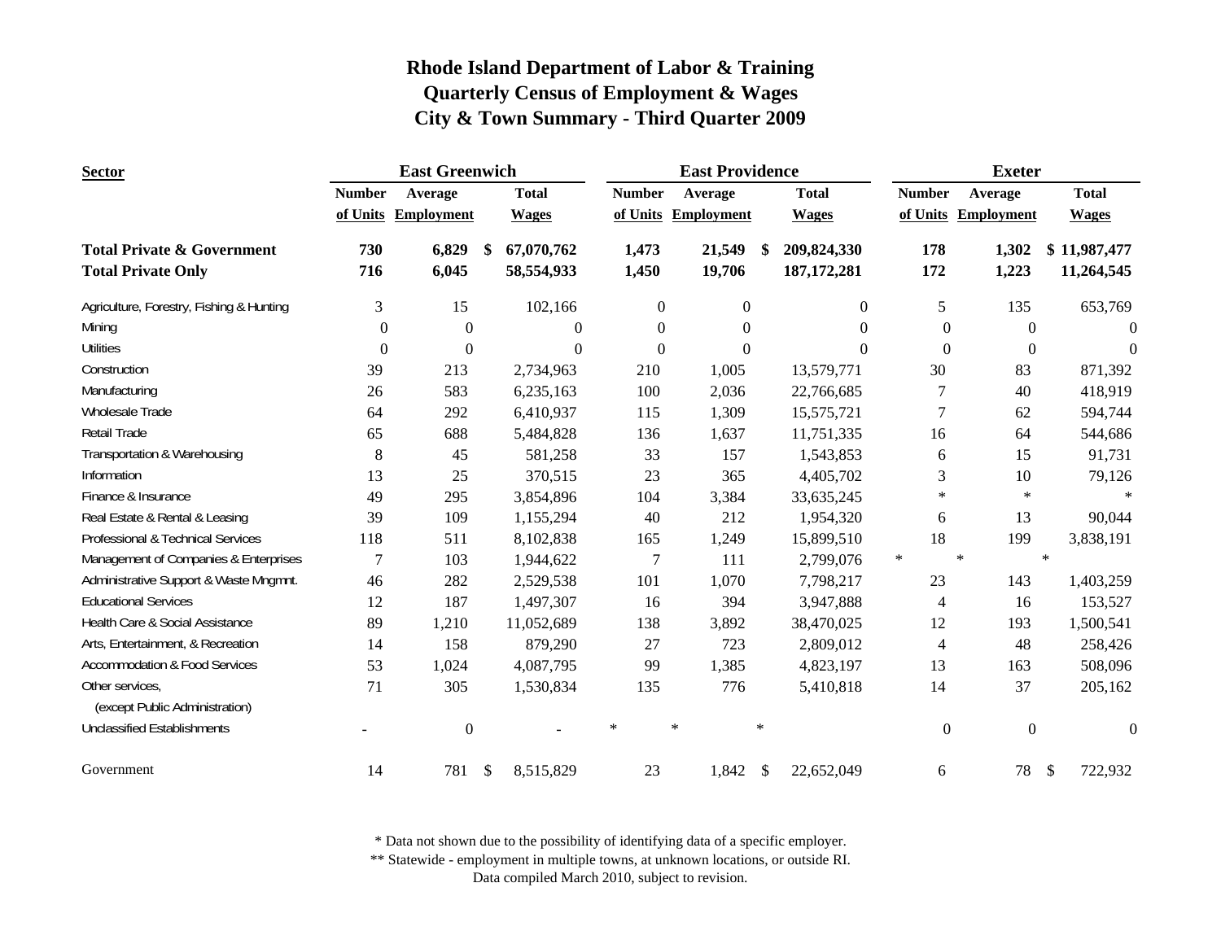# Rhode Island Department of Labor & Training
## Quarterly Census of Employment & Wages
## City & Town Summary - Third Quarter 2009

| Sector | East Greenwich | | | East Providence | | | Exeter | | |
|---|---|---|---|---|---|---|---|---|---|
| | Number of Units | Average Employment | Total Wages | Number of Units | Average Employment | Total Wages | Number of Units | Average Employment | Total Wages |
| **Total Private & Government** | **730** | **6,829** | **$ 67,070,762** | **1,473** | **21,549** | **$ 209,824,330** | **178** | **1,302** | **$ 11,987,477** |
| **Total Private Only** | **716** | **6,045** | **58,554,933** | **1,450** | **19,706** | **187,172,281** | **172** | **1,223** | **11,264,545** |
| Agriculture, Forestry, Fishing & Hunting | 3 | 15 | 102,166 | 0 | 0 | 0 | 5 | 135 | 653,769 |
| Mining | 0 | 0 | 0 | 0 | 0 | 0 | 0 | 0 | 0 |
| Utilities | 0 | 0 | 0 | 0 | 0 | 0 | 0 | 0 | 0 |
| Construction | 39 | 213 | 2,734,963 | 210 | 1,005 | 13,579,771 | 30 | 83 | 871,392 |
| Manufacturing | 26 | 583 | 6,235,163 | 100 | 2,036 | 22,766,685 | 7 | 40 | 418,919 |
| Wholesale Trade | 64 | 292 | 6,410,937 | 115 | 1,309 | 15,575,721 | 7 | 62 | 594,744 |
| Retail Trade | 65 | 688 | 5,484,828 | 136 | 1,637 | 11,751,335 | 16 | 64 | 544,686 |
| Transportation & Warehousing | 8 | 45 | 581,258 | 33 | 157 | 1,543,853 | 6 | 15 | 91,731 |
| Information | 13 | 25 | 370,515 | 23 | 365 | 4,405,702 | 3 | 10 | 79,126 |
| Finance & Insurance | 49 | 295 | 3,854,896 | 104 | 3,384 | 33,635,245 | * | * | * |
| Real Estate & Rental & Leasing | 39 | 109 | 1,155,294 | 40 | 212 | 1,954,320 | 6 | 13 | 90,044 |
| Professional & Technical Services | 118 | 511 | 8,102,838 | 165 | 1,249 | 15,899,510 | 18 | 199 | 3,838,191 |
| Management of Companies & Enterprises | 7 | 103 | 1,944,622 | 7 | 111 | 2,799,076 | * | * | * |
| Administrative Support & Waste Mngmnt. | 46 | 282 | 2,529,538 | 101 | 1,070 | 7,798,217 | 23 | 143 | 1,403,259 |
| Educational Services | 12 | 187 | 1,497,307 | 16 | 394 | 3,947,888 | 4 | 16 | 153,527 |
| Health Care & Social Assistance | 89 | 1,210 | 11,052,689 | 138 | 3,892 | 38,470,025 | 12 | 193 | 1,500,541 |
| Arts, Entertainment, & Recreation | 14 | 158 | 879,290 | 27 | 723 | 2,809,012 | 4 | 48 | 258,426 |
| Accommodation & Food Services | 53 | 1,024 | 4,087,795 | 99 | 1,385 | 4,823,197 | 13 | 163 | 508,096 |
| Other services, (except Public Administration) | 71 | 305 | 1,530,834 | 135 | 776 | 5,410,818 | 14 | 37 | 205,162 |
| Unclassified Establishments | - | 0 | - | * | * | * | 0 | 0 | 0 |
| Government | 14 | 781 | $ 8,515,829 | 23 | 1,842 | $ 22,652,049 | 6 | 78 | $ 722,932 |

\* Data not shown due to the possibility of identifying data of a specific employer.
\** Statewide - employment in multiple towns, at unknown locations, or outside RI.
Data compiled March 2010, subject to revision.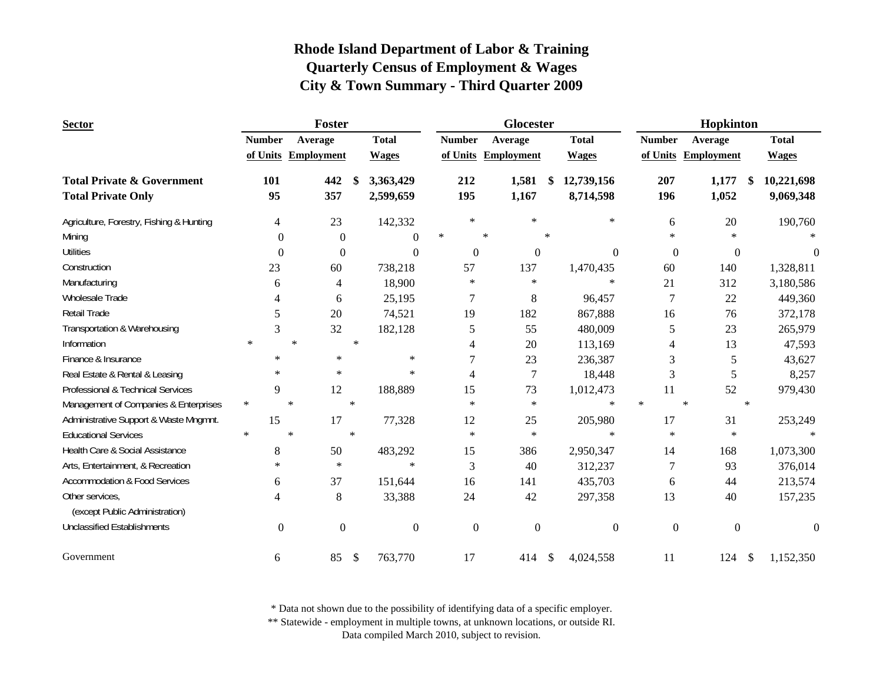# Rhode Island Department of Labor & Training
## Quarterly Census of Employment & Wages
## City & Town Summary - Third Quarter 2009

| Sector | Foster | | | Glocester | | | Hopkinton | | |
|---|---|---|---|---|---|---|---|---|---|
| | Number of Units | Average Employment | Total Wages | Number of Units | Average Employment | Total Wages | Number of Units | Average Employment | Total Wages |
| **Total Private & Government** | **101** | **442** | **$ 3,363,429** | **212** | **1,581** | **$ 12,739,156** | **207** | **1,177** | **$ 10,221,698** |
| **Total Private Only** | **95** | **357** | **2,599,659** | **195** | **1,167** | **8,714,598** | **196** | **1,052** | **9,069,348** |
| Agriculture, Forestry, Fishing & Hunting | 4 | 23 | 142,332 | * | * | * | 6 | 20 | 190,760 |
| Mining | 0 | 0 | 0 | * | * | * | * | * | * |
| Utilities | 0 | 0 | 0 | 0 | 0 | 0 | 0 | 0 | 0 |
| Construction | 23 | 60 | 738,218 | 57 | 137 | 1,470,435 | 60 | 140 | 1,328,811 |
| Manufacturing | 6 | 4 | 18,900 | * | * | * | 21 | 312 | 3,180,586 |
| Wholesale Trade | 4 | 6 | 25,195 | 7 | 8 | 96,457 | 7 | 22 | 449,360 |
| Retail Trade | 5 | 20 | 74,521 | 19 | 182 | 867,888 | 16 | 76 | 372,178 |
| Transportation & Warehousing | 3 | 32 | 182,128 | 5 | 55 | 480,009 | 5 | 23 | 265,979 |
| Information | * | * | * | 4 | 20 | 113,169 | 4 | 13 | 47,593 |
| Finance & Insurance | * | * | * | 7 | 23 | 236,387 | 3 | 5 | 43,627 |
| Real Estate & Rental & Leasing | * | * | * | 4 | 7 | 18,448 | 3 | 5 | 8,257 |
| Professional & Technical Services | 9 | 12 | 188,889 | 15 | 73 | 1,012,473 | 11 | 52 | 979,430 |
| Management of Companies & Enterprises | * | * | * | * | * | * | * | * | * |
| Administrative Support & Waste Mngmnt. | 15 | 17 | 77,328 | 12 | 25 | 205,980 | 17 | 31 | 253,249 |
| Educational Services | * | * | * | * | * | * | * | * | * |
| Health Care & Social Assistance | 8 | 50 | 483,292 | 15 | 386 | 2,950,347 | 14 | 168 | 1,073,300 |
| Arts, Entertainment, & Recreation | * | * | * | 3 | 40 | 312,237 | 7 | 93 | 376,014 |
| Accommodation & Food Services | 6 | 37 | 151,644 | 16 | 141 | 435,703 | 6 | 44 | 213,574 |
| Other services, (except Public Administration) | 4 | 8 | 33,388 | 24 | 42 | 297,358 | 13 | 40 | 157,235 |
| Unclassified Establishments | 0 | 0 | 0 | 0 | 0 | 0 | 0 | 0 | 0 |
| Government | 6 | 85 | $ 763,770 | 17 | 414 | $ 4,024,558 | 11 | 124 | $ 1,152,350 |

\* Data not shown due to the possibility of identifying data of a specific employer.
\*\* Statewide - employment in multiple towns, at unknown locations, or outside RI.
Data compiled March 2010, subject to revision.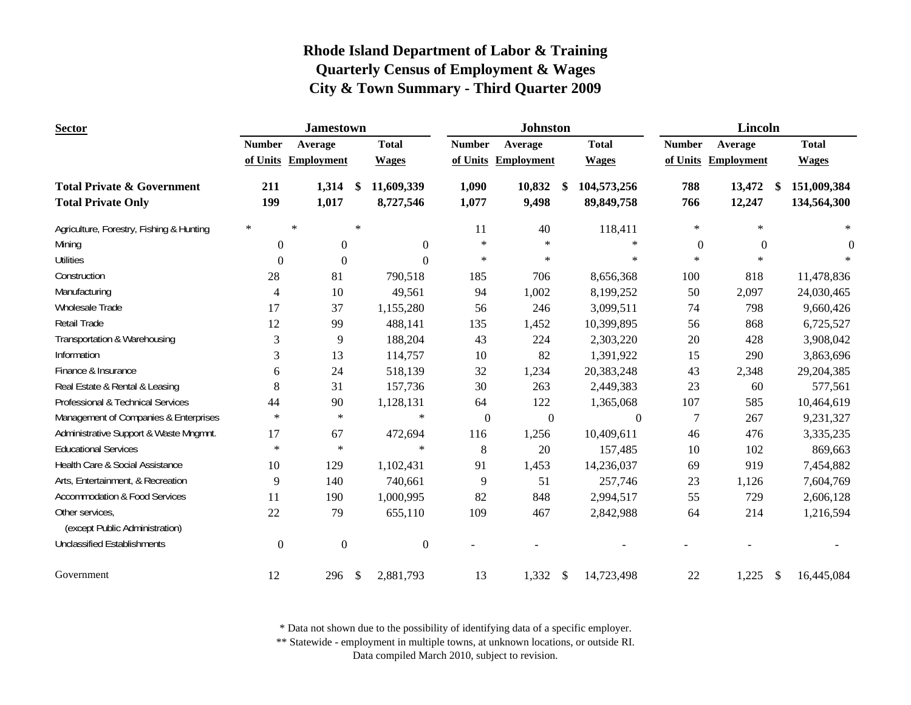# Rhode Island Department of Labor & Training
## Quarterly Census of Employment & Wages
## City & Town Summary - Third Quarter 2009

| Sector | Jamestown | | | Johnston | | | Lincoln | | |
|---|---|---|---|---|---|---|---|---|---|
| | Number of Units | Average Employment | Total Wages | Number of Units | Average Employment | Total Wages | Number of Units | Average Employment | Total Wages |
| **Total Private & Government** | **211** | **1,314** | **$ 11,609,339** | **1,090** | **10,832** | **$ 104,573,256** | **788** | **13,472** | **$ 151,009,384** |
| **Total Private Only** | **199** | **1,017** | **8,727,546** | **1,077** | **9,498** | **89,849,758** | **766** | **12,247** | **134,564,300** |
| Agriculture, Forestry, Fishing & Hunting | * | * | * | 11 | 40 | 118,411 | * | * | * |
| Mining | 0 | 0 | 0 | * | * | * | 0 | 0 | 0 |
| Utilities | 0 | 0 | 0 | * | * | * | * | * | * |
| Construction | 28 | 81 | 790,518 | 185 | 706 | 8,656,368 | 100 | 818 | 11,478,836 |
| Manufacturing | 4 | 10 | 49,561 | 94 | 1,002 | 8,199,252 | 50 | 2,097 | 24,030,465 |
| Wholesale Trade | 17 | 37 | 1,155,280 | 56 | 246 | 3,099,511 | 74 | 798 | 9,660,426 |
| Retail Trade | 12 | 99 | 488,141 | 135 | 1,452 | 10,399,895 | 56 | 868 | 6,725,527 |
| Transportation & Warehousing | 3 | 9 | 188,204 | 43 | 224 | 2,303,220 | 20 | 428 | 3,908,042 |
| Information | 3 | 13 | 114,757 | 10 | 82 | 1,391,922 | 15 | 290 | 3,863,696 |
| Finance & Insurance | 6 | 24 | 518,139 | 32 | 1,234 | 20,383,248 | 43 | 2,348 | 29,204,385 |
| Real Estate & Rental & Leasing | 8 | 31 | 157,736 | 30 | 263 | 2,449,383 | 23 | 60 | 577,561 |
| Professional & Technical Services | 44 | 90 | 1,128,131 | 64 | 122 | 1,365,068 | 107 | 585 | 10,464,619 |
| Management of Companies & Enterprises | * | * | * | 0 | 0 | 0 | 7 | 267 | 9,231,327 |
| Administrative Support & Waste Mngmnt. | 17 | 67 | 472,694 | 116 | 1,256 | 10,409,611 | 46 | 476 | 3,335,235 |
| Educational Services | * | * | * | 8 | 20 | 157,485 | 10 | 102 | 869,663 |
| Health Care & Social Assistance | 10 | 129 | 1,102,431 | 91 | 1,453 | 14,236,037 | 69 | 919 | 7,454,882 |
| Arts, Entertainment, & Recreation | 9 | 140 | 740,661 | 9 | 51 | 257,746 | 23 | 1,126 | 7,604,769 |
| Accommodation & Food Services | 11 | 190 | 1,000,995 | 82 | 848 | 2,994,517 | 55 | 729 | 2,606,128 |
| Other services, (except Public Administration) | 22 | 79 | 655,110 | 109 | 467 | 2,842,988 | 64 | 214 | 1,216,594 |
| Unclassified Establishments | 0 | 0 | 0 | - | - | - | - | - | - |
| Government | 12 | 296 | $ 2,881,793 | 13 | 1,332 | $ 14,723,498 | 22 | 1,225 | $ 16,445,084 |

\* Data not shown due to the possibility of identifying data of a specific employer.

\*\* Statewide - employment in multiple towns, at unknown locations, or outside RI.

Data compiled March 2010, subject to revision.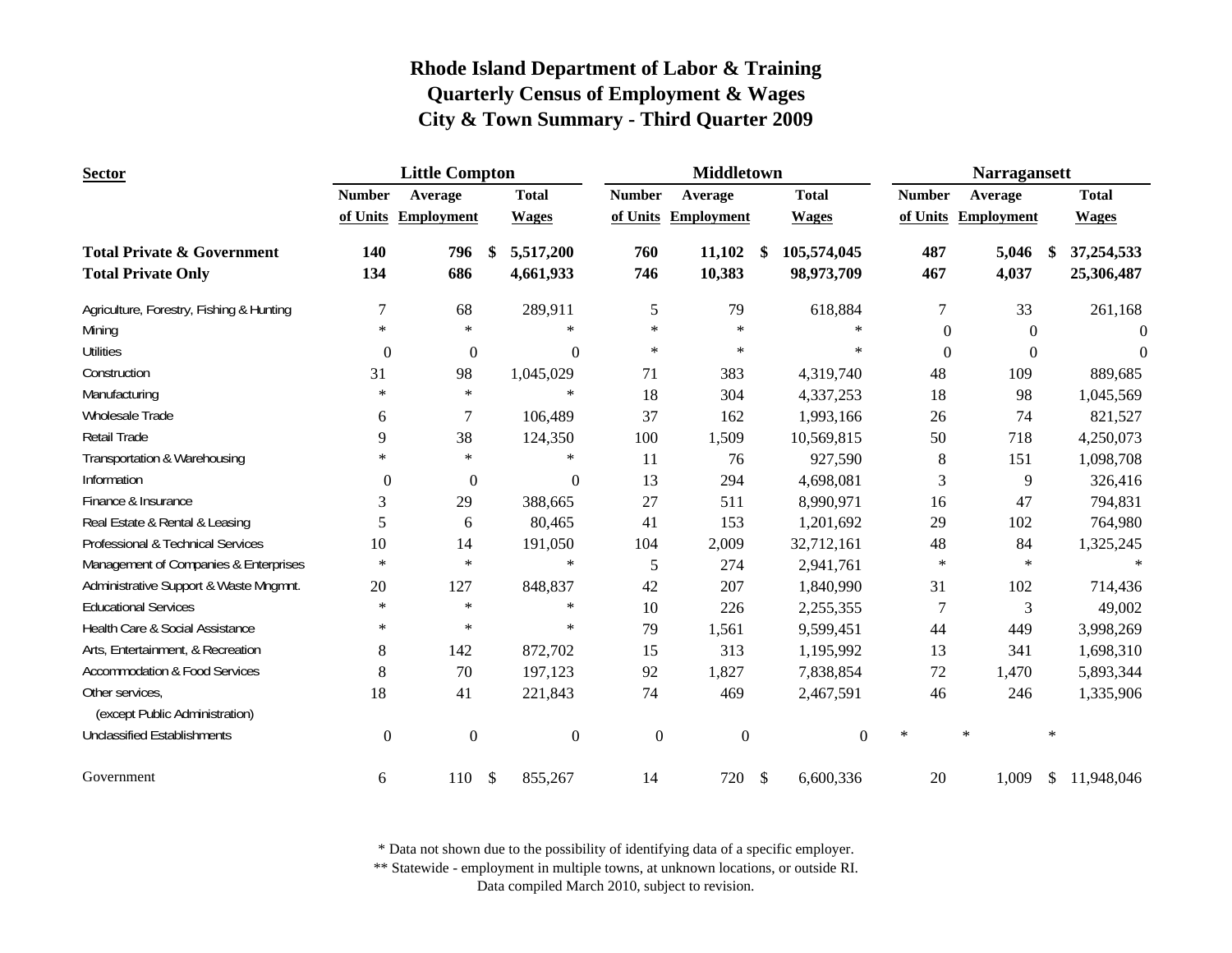# Rhode Island Department of Labor & Training
## Quarterly Census of Employment & Wages
## City & Town Summary - Third Quarter 2009

| Sector | Little Compton | | | Middletown | | | Narragansett | | |
|---|---|---|---|---|---|---|---|---|---|
| | Number of Units | Average Employment | Total Wages | Number of Units | Average Employment | Total Wages | Number of Units | Average Employment | Total Wages |
| **Total Private & Government** | **140** | **796** | **$ 5,517,200** | **760** | **11,102** | **$ 105,574,045** | **487** | **5,046** | **$ 37,254,533** |
| **Total Private Only** | **134** | **686** | **4,661,933** | **746** | **10,383** | **98,973,709** | **467** | **4,037** | **25,306,487** |
| Agriculture, Forestry, Fishing & Hunting | 7 | 68 | 289,911 | 5 | 79 | 618,884 | 7 | 33 | 261,168 |
| Mining | * | * | * | * | * | * | 0 | 0 | 0 |
| Utilities | 0 | 0 | 0 | * | * | * | 0 | 0 | 0 |
| Construction | 31 | 98 | 1,045,029 | 71 | 383 | 4,319,740 | 48 | 109 | 889,685 |
| Manufacturing | * | * | * | 18 | 304 | 4,337,253 | 18 | 98 | 1,045,569 |
| Wholesale Trade | 6 | 7 | 106,489 | 37 | 162 | 1,993,166 | 26 | 74 | 821,527 |
| Retail Trade | 9 | 38 | 124,350 | 100 | 1,509 | 10,569,815 | 50 | 718 | 4,250,073 |
| Transportation & Warehousing | * | * | * | 11 | 76 | 927,590 | 8 | 151 | 1,098,708 |
| Information | 0 | 0 | 0 | 13 | 294 | 4,698,081 | 3 | 9 | 326,416 |
| Finance & Insurance | 3 | 29 | 388,665 | 27 | 511 | 8,990,971 | 16 | 47 | 794,831 |
| Real Estate & Rental & Leasing | 5 | 6 | 80,465 | 41 | 153 | 1,201,692 | 29 | 102 | 764,980 |
| Professional & Technical Services | 10 | 14 | 191,050 | 104 | 2,009 | 32,712,161 | 48 | 84 | 1,325,245 |
| Management of Companies & Enterprises | * | * | * | 5 | 274 | 2,941,761 | * | * | * |
| Administrative Support & Waste Mngmnt. | 20 | 127 | 848,837 | 42 | 207 | 1,840,990 | 31 | 102 | 714,436 |
| Educational Services | * | * | * | 10 | 226 | 2,255,355 | 7 | 3 | 49,002 |
| Health Care & Social Assistance | * | * | * | 79 | 1,561 | 9,599,451 | 44 | 449 | 3,998,269 |
| Arts, Entertainment, & Recreation | 8 | 142 | 872,702 | 15 | 313 | 1,195,992 | 13 | 341 | 1,698,310 |
| Accommodation & Food Services | 8 | 70 | 197,123 | 92 | 1,827 | 7,838,854 | 72 | 1,470 | 5,893,344 |
| Other services, (except Public Administration) | 18 | 41 | 221,843 | 74 | 469 | 2,467,591 | 46 | 246 | 1,335,906 |
| Unclassified Establishments | 0 | 0 | 0 | 0 | 0 | 0 | * | * | * |
| Government | 6 | 110 | $ 855,267 | 14 | 720 | $ 6,600,336 | 20 | 1,009 | $ 11,948,046 |

\* Data not shown due to the possibility of identifying data of a specific employer.

\*\* Statewide - employment in multiple towns, at unknown locations, or outside RI.

Data compiled March 2010, subject to revision.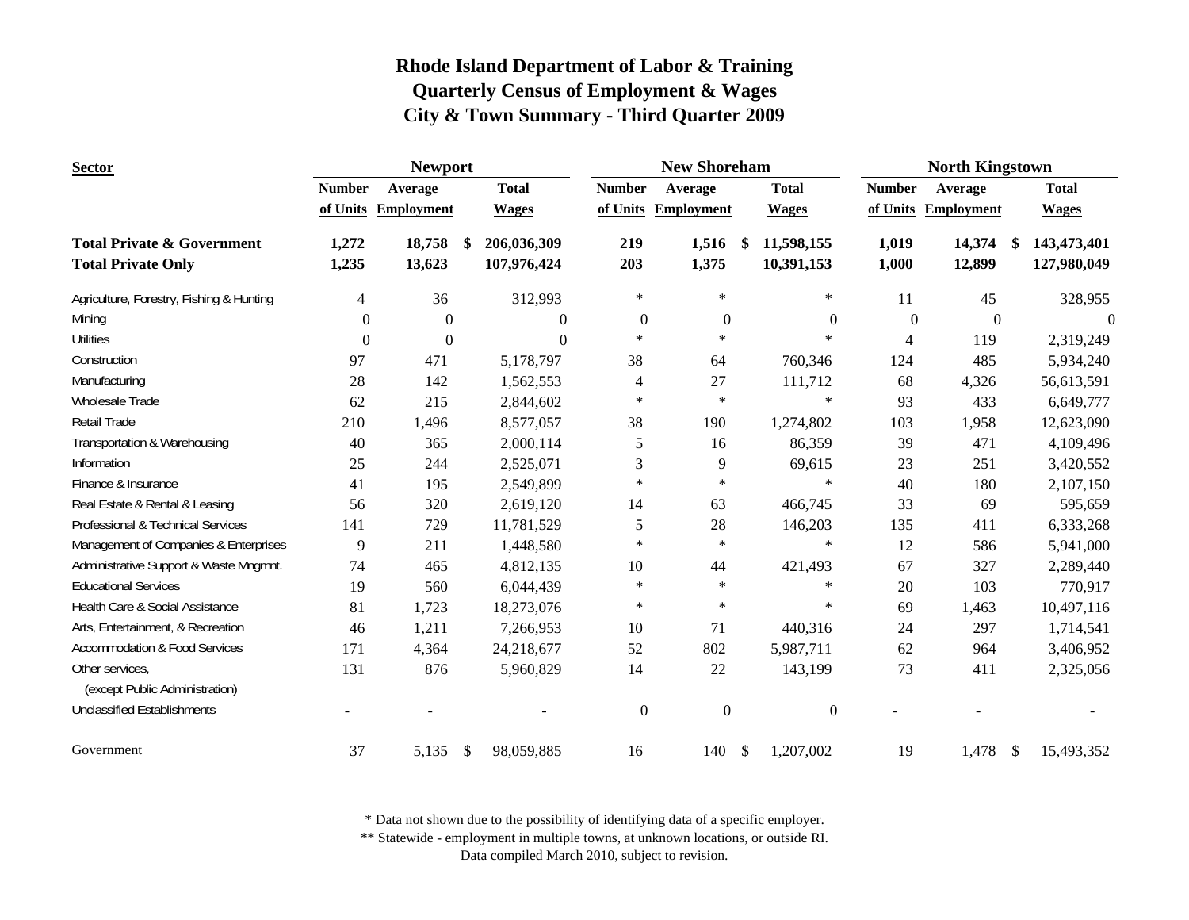# Rhode Island Department of Labor & Training
## Quarterly Census of Employment & Wages
## City & Town Summary - Third Quarter 2009

| Sector | Newport | | | New Shoreham | | | North Kingstown | | |
|---|---|---|---|---|---|---|---|---|---|
| | Number of Units | Average Employment | Total Wages | Number of Units | Average Employment | Total Wages | Number of Units | Average Employment | Total Wages |
| **Total Private & Government** | **1,272** | **18,758** | **$ 206,036,309** | **219** | **1,516** | **$ 11,598,155** | **1,019** | **14,374** | **$ 143,473,401** |
| **Total Private Only** | **1,235** | **13,623** | **107,976,424** | **203** | **1,375** | **10,391,153** | **1,000** | **12,899** | **127,980,049** |
| Agriculture, Forestry, Fishing & Hunting | 4 | 36 | 312,993 | * | * | * | 11 | 45 | 328,955 |
| Mining | 0 | 0 | 0 | 0 | 0 | 0 | 0 | 0 | 0 |
| Utilities | 0 | 0 | 0 | * | * | * | 4 | 119 | 2,319,249 |
| Construction | 97 | 471 | 5,178,797 | 38 | 64 | 760,346 | 124 | 485 | 5,934,240 |
| Manufacturing | 28 | 142 | 1,562,553 | 4 | 27 | 111,712 | 68 | 4,326 | 56,613,591 |
| Wholesale Trade | 62 | 215 | 2,844,602 | * | * | * | 93 | 433 | 6,649,777 |
| Retail Trade | 210 | 1,496 | 8,577,057 | 38 | 190 | 1,274,802 | 103 | 1,958 | 12,623,090 |
| Transportation & Warehousing | 40 | 365 | 2,000,114 | 5 | 16 | 86,359 | 39 | 471 | 4,109,496 |
| Information | 25 | 244 | 2,525,071 | 3 | 9 | 69,615 | 23 | 251 | 3,420,552 |
| Finance & Insurance | 41 | 195 | 2,549,899 | * | * | * | 40 | 180 | 2,107,150 |
| Real Estate & Rental & Leasing | 56 | 320 | 2,619,120 | 14 | 63 | 466,745 | 33 | 69 | 595,659 |
| Professional & Technical Services | 141 | 729 | 11,781,529 | 5 | 28 | 146,203 | 135 | 411 | 6,333,268 |
| Management of Companies & Enterprises | 9 | 211 | 1,448,580 | * | * | * | 12 | 586 | 5,941,000 |
| Administrative Support & Waste Mngmnt. | 74 | 465 | 4,812,135 | 10 | 44 | 421,493 | 67 | 327 | 2,289,440 |
| Educational Services | 19 | 560 | 6,044,439 | * | * | * | 20 | 103 | 770,917 |
| Health Care & Social Assistance | 81 | 1,723 | 18,273,076 | * | * | * | 69 | 1,463 | 10,497,116 |
| Arts, Entertainment, & Recreation | 46 | 1,211 | 7,266,953 | 10 | 71 | 440,316 | 24 | 297 | 1,714,541 |
| Accommodation & Food Services | 171 | 4,364 | 24,218,677 | 52 | 802 | 5,987,711 | 62 | 964 | 3,406,952 |
| Other services, (except Public Administration) | 131 | 876 | 5,960,829 | 14 | 22 | 143,199 | 73 | 411 | 2,325,056 |
| Unclassified Establishments | - | - | - | 0 | 0 | 0 | - | - | - |
| Government | 37 | 5,135 | $ 98,059,885 | 16 | 140 | $ 1,207,002 | 19 | 1,478 | $ 15,493,352 |

\* Data not shown due to the possibility of identifying data of a specific employer.
\*\* Statewide - employment in multiple towns, at unknown locations, or outside RI.
Data compiled March 2010, subject to revision.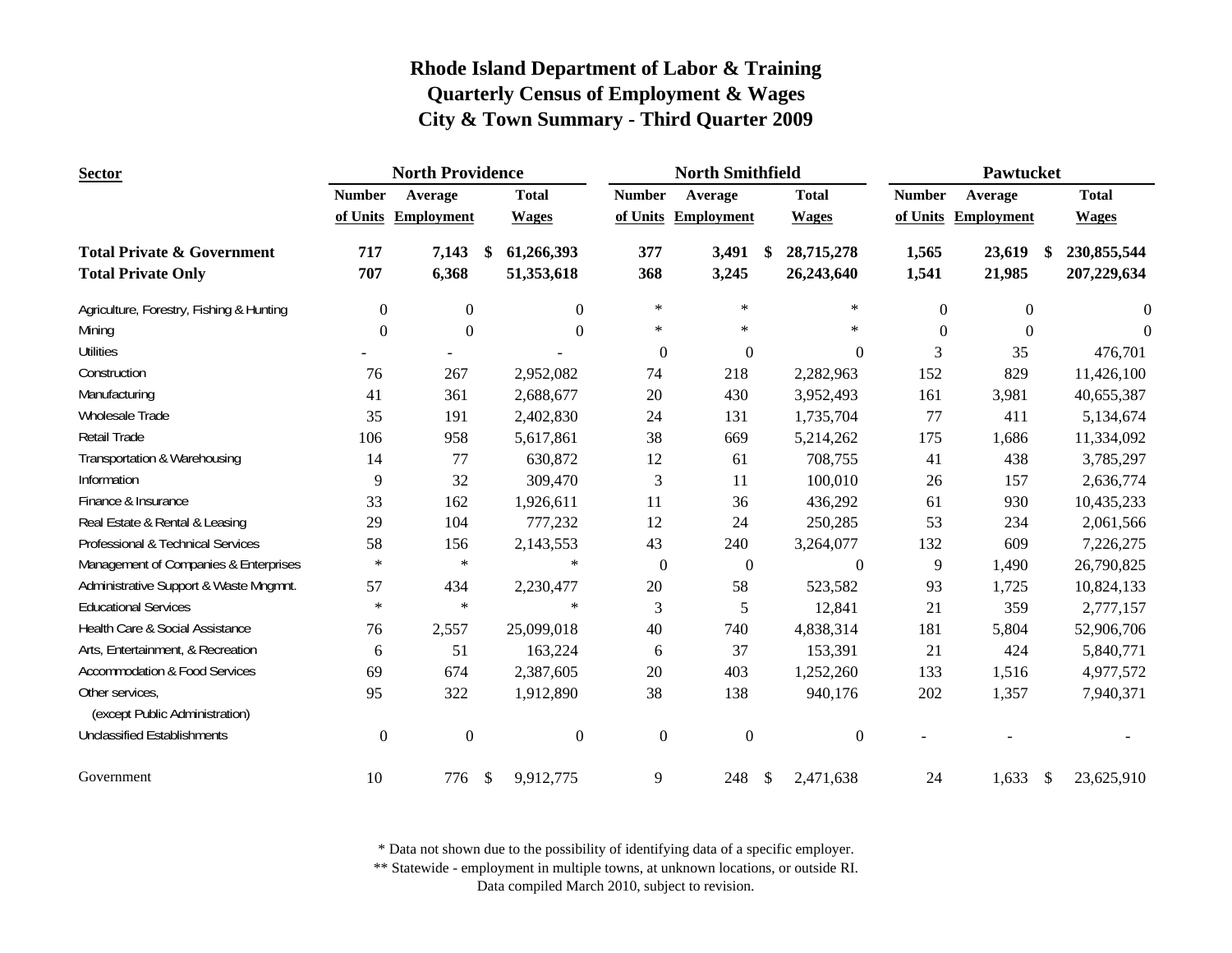# Rhode Island Department of Labor & Training
## Quarterly Census of Employment & Wages
## City & Town Summary - Third Quarter 2009

| Sector | North Providence | | | North Smithfield | | | Pawtucket | | |
|---|---|---|---|---|---|---|---|---|---|
| | Number of Units | Average Employment | Total Wages | Number of Units | Average Employment | Total Wages | Number of Units | Average Employment | Total Wages |
| **Total Private & Government** | **717** | **7,143** | **$ 61,266,393** | **377** | **3,491** | **$ 28,715,278** | **1,565** | **23,619** | **$ 230,855,544** |
| **Total Private Only** | **707** | **6,368** | **51,353,618** | **368** | **3,245** | **26,243,640** | **1,541** | **21,985** | **207,229,634** |
| Agriculture, Forestry, Fishing & Hunting | 0 | 0 | 0 | * | * | * | 0 | 0 | 0 |
| Mining | 0 | 0 | 0 | * | * | * | 0 | 0 | 0 |
| Utilities | - | - | - | 0 | 0 | 0 | 3 | 35 | 476,701 |
| Construction | 76 | 267 | 2,952,082 | 74 | 218 | 2,282,963 | 152 | 829 | 11,426,100 |
| Manufacturing | 41 | 361 | 2,688,677 | 20 | 430 | 3,952,493 | 161 | 3,981 | 40,655,387 |
| Wholesale Trade | 35 | 191 | 2,402,830 | 24 | 131 | 1,735,704 | 77 | 411 | 5,134,674 |
| Retail Trade | 106 | 958 | 5,617,861 | 38 | 669 | 5,214,262 | 175 | 1,686 | 11,334,092 |
| Transportation & Warehousing | 14 | 77 | 630,872 | 12 | 61 | 708,755 | 41 | 438 | 3,785,297 |
| Information | 9 | 32 | 309,470 | 3 | 11 | 100,010 | 26 | 157 | 2,636,774 |
| Finance & Insurance | 33 | 162 | 1,926,611 | 11 | 36 | 436,292 | 61 | 930 | 10,435,233 |
| Real Estate & Rental & Leasing | 29 | 104 | 777,232 | 12 | 24 | 250,285 | 53 | 234 | 2,061,566 |
| Professional & Technical Services | 58 | 156 | 2,143,553 | 43 | 240 | 3,264,077 | 132 | 609 | 7,226,275 |
| Management of Companies & Enterprises | * | * | * | 0 | 0 | 0 | 9 | 1,490 | 26,790,825 |
| Administrative Support & Waste Mngmnt. | 57 | 434 | 2,230,477 | 20 | 58 | 523,582 | 93 | 1,725 | 10,824,133 |
| Educational Services | * | * | * | 3 | 5 | 12,841 | 21 | 359 | 2,777,157 |
| Health Care & Social Assistance | 76 | 2,557 | 25,099,018 | 40 | 740 | 4,838,314 | 181 | 5,804 | 52,906,706 |
| Arts, Entertainment, & Recreation | 6 | 51 | 163,224 | 6 | 37 | 153,391 | 21 | 424 | 5,840,771 |
| Accommodation & Food Services | 69 | 674 | 2,387,605 | 20 | 403 | 1,252,260 | 133 | 1,516 | 4,977,572 |
| Other services, (except Public Administration) | 95 | 322 | 1,912,890 | 38 | 138 | 940,176 | 202 | 1,357 | 7,940,371 |
| Unclassified Establishments | 0 | 0 | 0 | 0 | 0 | 0 | - | - | - |
| Government | 10 | 776 | $ 9,912,775 | 9 | 248 | $ 2,471,638 | 24 | 1,633 | $ 23,625,910 |

\* Data not shown due to the possibility of identifying data of a specific employer.
\** Statewide - employment in multiple towns, at unknown locations, or outside RI.
Data compiled March 2010, subject to revision.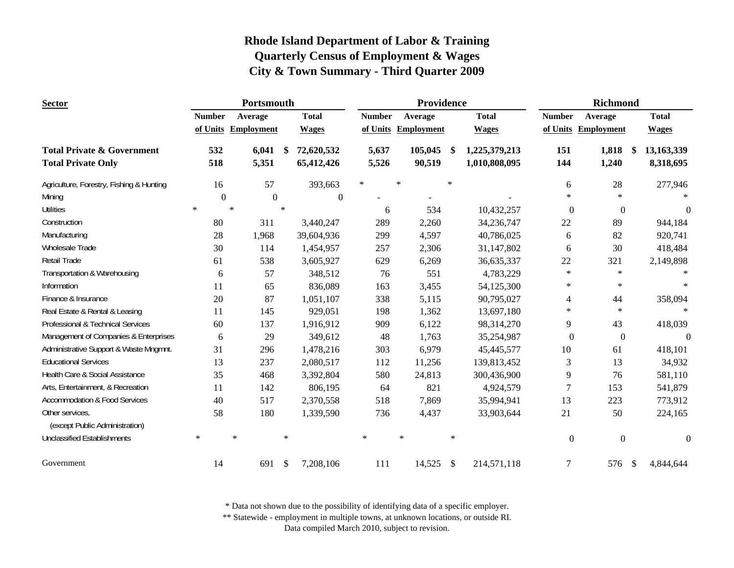# Rhode Island Department of Labor & Training
## Quarterly Census of Employment & Wages
## City & Town Summary - Third Quarter 2009

| Sector | Portsmouth | | | Providence | | | Richmond | | |
|---|---|---|---|---|---|---|---|---|---|
| | Number of Units | Average Employment | Total Wages | Number of Units | Average Employment | Total Wages | Number of Units | Average Employment | Total Wages |
| **Total Private & Government** | **532** | **6,041** | **$ 72,620,532** | **5,637** | **105,045** | **$ 1,225,379,213** | **151** | **1,818** | **$ 13,163,339** |
| **Total Private Only** | **518** | **5,351** | **65,412,426** | **5,526** | **90,519** | **1,010,808,095** | **144** | **1,240** | **8,318,695** |
| Agriculture, Forestry, Fishing & Hunting | 16 | 57 | 393,663 | * | * | * | 6 | 28 | 277,946 |
| Mining | 0 | 0 | 0 | - | - | - | * | * | * |
| Utilities | * | * | * | 6 | 534 | 10,432,257 | 0 | 0 | 0 |
| Construction | 80 | 311 | 3,440,247 | 289 | 2,260 | 34,236,747 | 22 | 89 | 944,184 |
| Manufacturing | 28 | 1,968 | 39,604,936 | 299 | 4,597 | 40,786,025 | 6 | 82 | 920,741 |
| Wholesale Trade | 30 | 114 | 1,454,957 | 257 | 2,306 | 31,147,802 | 6 | 30 | 418,484 |
| Retail Trade | 61 | 538 | 3,605,927 | 629 | 6,269 | 36,635,337 | 22 | 321 | 2,149,898 |
| Transportation & Warehousing | 6 | 57 | 348,512 | 76 | 551 | 4,783,229 | * | * | * |
| Information | 11 | 65 | 836,089 | 163 | 3,455 | 54,125,300 | * | * | * |
| Finance & Insurance | 20 | 87 | 1,051,107 | 338 | 5,115 | 90,795,027 | 4 | 44 | 358,094 |
| Real Estate & Rental & Leasing | 11 | 145 | 929,051 | 198 | 1,362 | 13,697,180 | * | * | * |
| Professional & Technical Services | 60 | 137 | 1,916,912 | 909 | 6,122 | 98,314,270 | 9 | 43 | 418,039 |
| Management of Companies & Enterprises | 6 | 29 | 349,612 | 48 | 1,763 | 35,254,987 | 0 | 0 | 0 |
| Administrative Support & Waste Mngmnt. | 31 | 296 | 1,478,216 | 303 | 6,979 | 45,445,577 | 10 | 61 | 418,101 |
| Educational Services | 13 | 237 | 2,080,517 | 112 | 11,256 | 139,813,452 | 3 | 13 | 34,932 |
| Health Care & Social Assistance | 35 | 468 | 3,392,804 | 580 | 24,813 | 300,436,900 | 9 | 76 | 581,110 |
| Arts, Entertainment, & Recreation | 11 | 142 | 806,195 | 64 | 821 | 4,924,579 | 7 | 153 | 541,879 |
| Accommodation & Food Services | 40 | 517 | 2,370,558 | 518 | 7,869 | 35,994,941 | 13 | 223 | 773,912 |
| Other services, (except Public Administration) | 58 | 180 | 1,339,590 | 736 | 4,437 | 33,903,644 | 21 | 50 | 224,165 |
| Unclassified Establishments | * | * | * | * | * | * | 0 | 0 | 0 |
| Government | 14 | 691 | $ 7,208,106 | 111 | 14,525 | $ 214,571,118 | 7 | 576 | $ 4,844,644 |

\* Data not shown due to the possibility of identifying data of a specific employer.

\*\* Statewide - employment in multiple towns, at unknown locations, or outside RI.

Data compiled March 2010, subject to revision.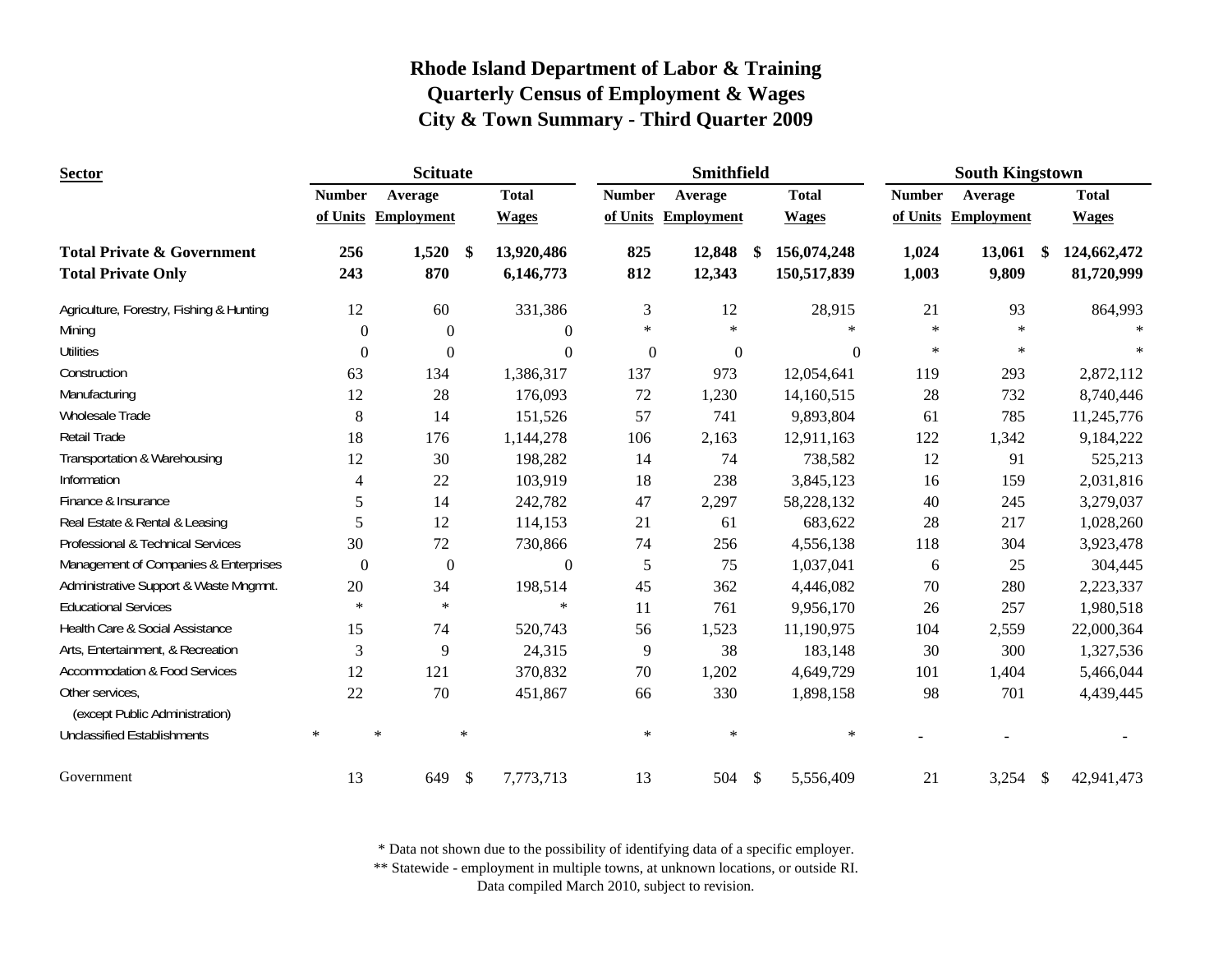# Rhode Island Department of Labor & Training
## Quarterly Census of Employment & Wages
## City & Town Summary - Third Quarter 2009

| Sector | Scituate | | | Smithfield | | | South Kingstown | | |
|---|---|---|---|---|---|---|---|---|---|
| | Number of Units | Average Employment | Total Wages | Number of Units | Average Employment | Total Wages | Number of Units | Average Employment | Total Wages |
| **Total Private & Government** | **256** | **1,520** | **$ 13,920,486** | **825** | **12,848** | **$ 156,074,248** | **1,024** | **13,061** | **$ 124,662,472** |
| **Total Private Only** | **243** | **870** | **6,146,773** | **812** | **12,343** | **150,517,839** | **1,003** | **9,809** | **81,720,999** |
| Agriculture, Forestry, Fishing & Hunting | 12 | 60 | 331,386 | 3 | 12 | 28,915 | 21 | 93 | 864,993 |
| Mining | 0 | 0 | 0 | * | * | * | * | * | * |
| Utilities | 0 | 0 | 0 | 0 | 0 | 0 | * | * | * |
| Construction | 63 | 134 | 1,386,317 | 137 | 973 | 12,054,641 | 119 | 293 | 2,872,112 |
| Manufacturing | 12 | 28 | 176,093 | 72 | 1,230 | 14,160,515 | 28 | 732 | 8,740,446 |
| Wholesale Trade | 8 | 14 | 151,526 | 57 | 741 | 9,893,804 | 61 | 785 | 11,245,776 |
| Retail Trade | 18 | 176 | 1,144,278 | 106 | 2,163 | 12,911,163 | 122 | 1,342 | 9,184,222 |
| Transportation & Warehousing | 12 | 30 | 198,282 | 14 | 74 | 738,582 | 12 | 91 | 525,213 |
| Information | 4 | 22 | 103,919 | 18 | 238 | 3,845,123 | 16 | 159 | 2,031,816 |
| Finance & Insurance | 5 | 14 | 242,782 | 47 | 2,297 | 58,228,132 | 40 | 245 | 3,279,037 |
| Real Estate & Rental & Leasing | 5 | 12 | 114,153 | 21 | 61 | 683,622 | 28 | 217 | 1,028,260 |
| Professional & Technical Services | 30 | 72 | 730,866 | 74 | 256 | 4,556,138 | 118 | 304 | 3,923,478 |
| Management of Companies & Enterprises | 0 | 0 | 0 | 5 | 75 | 1,037,041 | 6 | 25 | 304,445 |
| Administrative Support & Waste Mngmnt. | 20 | 34 | 198,514 | 45 | 362 | 4,446,082 | 70 | 280 | 2,223,337 |
| Educational Services | * | * | * | 11 | 761 | 9,956,170 | 26 | 257 | 1,980,518 |
| Health Care & Social Assistance | 15 | 74 | 520,743 | 56 | 1,523 | 11,190,975 | 104 | 2,559 | 22,000,364 |
| Arts, Entertainment, & Recreation | 3 | 9 | 24,315 | 9 | 38 | 183,148 | 30 | 300 | 1,327,536 |
| Accommodation & Food Services | 12 | 121 | 370,832 | 70 | 1,202 | 4,649,729 | 101 | 1,404 | 5,466,044 |
| Other services, (except Public Administration) | 22 | 70 | 451,867 | 66 | 330 | 1,898,158 | 98 | 701 | 4,439,445 |
| Unclassified Establishments | * | * | * | * | * | * | - | - | - |
| Government | 13 | 649 | $ 7,773,713 | 13 | 504 | $ 5,556,409 | 21 | 3,254 | $ 42,941,473 |

\* Data not shown due to the possibility of identifying data of a specific employer.
\*\* Statewide - employment in multiple towns, at unknown locations, or outside RI.
Data compiled March 2010, subject to revision.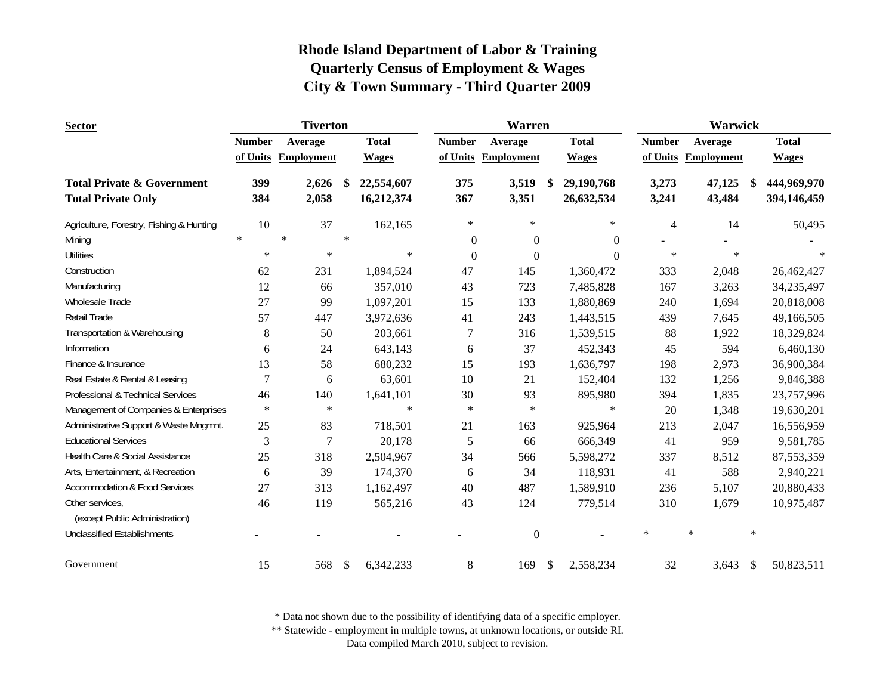# Rhode Island Department of Labor & Training
## Quarterly Census of Employment & Wages
## City & Town Summary - Third Quarter 2009

| Sector | Tiverton | | | Warren | | | Warwick | | |
|---|---|---|---|---|---|---|---|---|---|
| | Number of Units | Average Employment | Total Wages | Number of Units | Average Employment | Total Wages | Number of Units | Average Employment | Total Wages |
| **Total Private & Government** | **399** | **2,626** | **$ 22,554,607** | **375** | **3,519** | **$ 29,190,768** | **3,273** | **47,125** | **$ 444,969,970** |
| **Total Private Only** | **384** | **2,058** | **16,212,374** | **367** | **3,351** | **26,632,534** | **3,241** | **43,484** | **394,146,459** |
| Agriculture, Forestry, Fishing & Hunting | 10 | 37 | 162,165 | * | * | * | 4 | 14 | 50,495 |
| Mining | * | * | * | 0 | 0 | 0 | - | - | - |
| Utilities | * | * | * | 0 | 0 | 0 | * | * | * |
| Construction | 62 | 231 | 1,894,524 | 47 | 145 | 1,360,472 | 333 | 2,048 | 26,462,427 |
| Manufacturing | 12 | 66 | 357,010 | 43 | 723 | 7,485,828 | 167 | 3,263 | 34,235,497 |
| Wholesale Trade | 27 | 99 | 1,097,201 | 15 | 133 | 1,880,869 | 240 | 1,694 | 20,818,008 |
| Retail Trade | 57 | 447 | 3,972,636 | 41 | 243 | 1,443,515 | 439 | 7,645 | 49,166,505 |
| Transportation & Warehousing | 8 | 50 | 203,661 | 7 | 316 | 1,539,515 | 88 | 1,922 | 18,329,824 |
| Information | 6 | 24 | 643,143 | 6 | 37 | 452,343 | 45 | 594 | 6,460,130 |
| Finance & Insurance | 13 | 58 | 680,232 | 15 | 193 | 1,636,797 | 198 | 2,973 | 36,900,384 |
| Real Estate & Rental & Leasing | 7 | 6 | 63,601 | 10 | 21 | 152,404 | 132 | 1,256 | 9,846,388 |
| Professional & Technical Services | 46 | 140 | 1,641,101 | 30 | 93 | 895,980 | 394 | 1,835 | 23,757,996 |
| Management of Companies & Enterprises | * | * | * | * | * | * | 20 | 1,348 | 19,630,201 |
| Administrative Support & Waste Mngmnt. | 25 | 83 | 718,501 | 21 | 163 | 925,964 | 213 | 2,047 | 16,556,959 |
| Educational Services | 3 | 7 | 20,178 | 5 | 66 | 666,349 | 41 | 959 | 9,581,785 |
| Health Care & Social Assistance | 25 | 318 | 2,504,967 | 34 | 566 | 5,598,272 | 337 | 8,512 | 87,553,359 |
| Arts, Entertainment, & Recreation | 6 | 39 | 174,370 | 6 | 34 | 118,931 | 41 | 588 | 2,940,221 |
| Accommodation & Food Services | 27 | 313 | 1,162,497 | 40 | 487 | 1,589,910 | 236 | 5,107 | 20,880,433 |
| Other services, (except Public Administration) | 46 | 119 | 565,216 | 43 | 124 | 779,514 | 310 | 1,679 | 10,975,487 |
| Unclassified Establishments | - | - | - | - | 0 | - | * | * | * |
| Government | 15 | 568 | $ 6,342,233 | 8 | 169 | $ 2,558,234 | 32 | 3,643 | $ 50,823,511 |

\* Data not shown due to the possibility of identifying data of a specific employer.
\*\* Statewide - employment in multiple towns, at unknown locations, or outside RI.
Data compiled March 2010, subject to revision.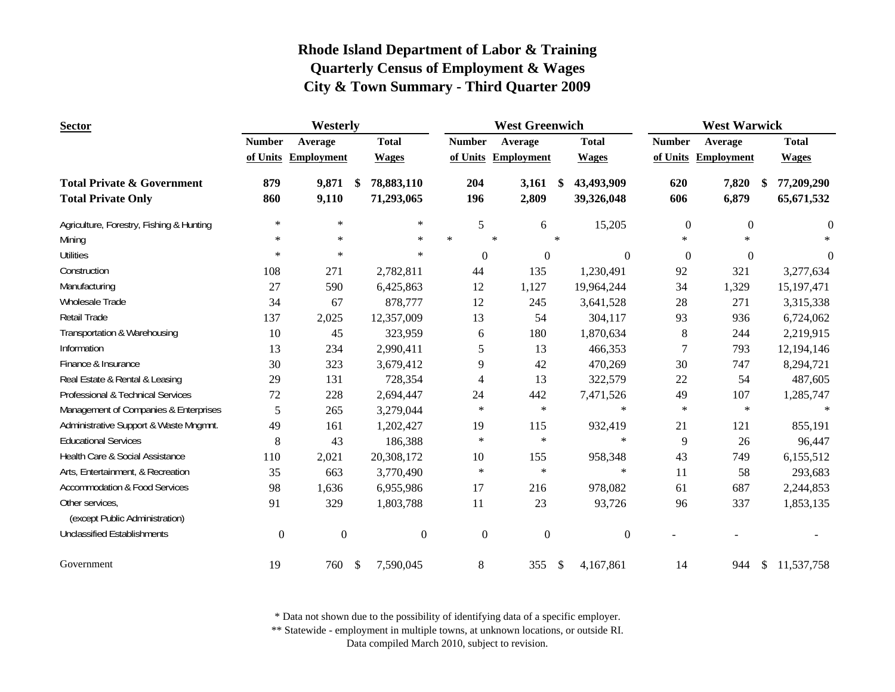# Rhode Island Department of Labor & Training
## Quarterly Census of Employment & Wages
## City & Town Summary - Third Quarter 2009

| Sector | Westerly | | | West Greenwich | | | West Warwick | | |
|---|---|---|---|---|---|---|---|---|---|
| | Number of Units | Average Employment | Total Wages | Number of Units | Average Employment | Total Wages | Number of Units | Average Employment | Total Wages |
| **Total Private & Government** | **879** | **9,871** | **$ 78,883,110** | **204** | **3,161** | **$ 43,493,909** | **620** | **7,820** | **$ 77,209,290** |
| **Total Private Only** | **860** | **9,110** | **71,293,065** | **196** | **2,809** | **39,326,048** | **606** | **6,879** | **65,671,532** |
| Agriculture, Forestry, Fishing & Hunting | * | * | * | 5 | 6 | 15,205 | 0 | 0 | 0 |
| Mining | * | * | * | * | * | * | * | * | * |
| Utilities | * | * | * | 0 | 0 | 0 | 0 | 0 | 0 |
| Construction | 108 | 271 | 2,782,811 | 44 | 135 | 1,230,491 | 92 | 321 | 3,277,634 |
| Manufacturing | 27 | 590 | 6,425,863 | 12 | 1,127 | 19,964,244 | 34 | 1,329 | 15,197,471 |
| Wholesale Trade | 34 | 67 | 878,777 | 12 | 245 | 3,641,528 | 28 | 271 | 3,315,338 |
| Retail Trade | 137 | 2,025 | 12,357,009 | 13 | 54 | 304,117 | 93 | 936 | 6,724,062 |
| Transportation & Warehousing | 10 | 45 | 323,959 | 6 | 180 | 1,870,634 | 8 | 244 | 2,219,915 |
| Information | 13 | 234 | 2,990,411 | 5 | 13 | 466,353 | 7 | 793 | 12,194,146 |
| Finance & Insurance | 30 | 323 | 3,679,412 | 9 | 42 | 470,269 | 30 | 747 | 8,294,721 |
| Real Estate & Rental & Leasing | 29 | 131 | 728,354 | 4 | 13 | 322,579 | 22 | 54 | 487,605 |
| Professional & Technical Services | 72 | 228 | 2,694,447 | 24 | 442 | 7,471,526 | 49 | 107 | 1,285,747 |
| Management of Companies & Enterprises | 5 | 265 | 3,279,044 | * | * | * | * | * | * |
| Administrative Support & Waste Mngmnt. | 49 | 161 | 1,202,427 | 19 | 115 | 932,419 | 21 | 121 | 855,191 |
| Educational Services | 8 | 43 | 186,388 | * | * | * | 9 | 26 | 96,447 |
| Health Care & Social Assistance | 110 | 2,021 | 20,308,172 | 10 | 155 | 958,348 | 43 | 749 | 6,155,512 |
| Arts, Entertainment, & Recreation | 35 | 663 | 3,770,490 | * | * | * | 11 | 58 | 293,683 |
| Accommodation & Food Services | 98 | 1,636 | 6,955,986 | 17 | 216 | 978,082 | 61 | 687 | 2,244,853 |
| Other services, (except Public Administration) | 91 | 329 | 1,803,788 | 11 | 23 | 93,726 | 96 | 337 | 1,853,135 |
| Unclassified Establishments | 0 | 0 | 0 | 0 | 0 | 0 | - | - | - |
| Government | 19 | 760 | $ 7,590,045 | 8 | 355 | $ 4,167,861 | 14 | 944 | $ 11,537,758 |

\* Data not shown due to the possibility of identifying data of a specific employer.
\*\* Statewide - employment in multiple towns, at unknown locations, or outside RI.
Data compiled March 2010, subject to revision.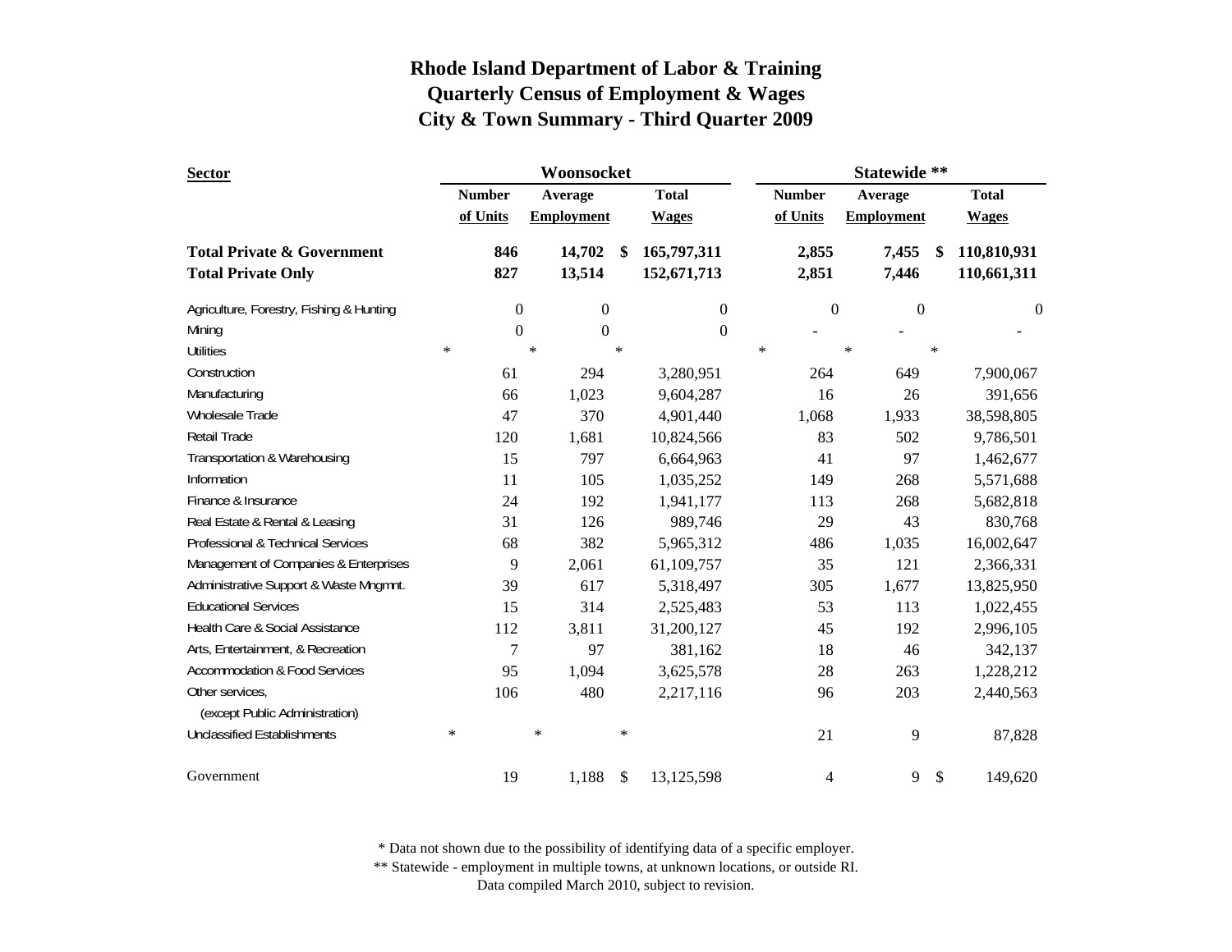# Rhode Island Department of Labor & Training
## Quarterly Census of Employment & Wages
## City & Town Summary - Third Quarter 2009

| Sector | Woonsocket | | | Statewide ** | | |
|---|---|---|---|---|---|---|
| | Number of Units | Average Employment | Total Wages | Number of Units | Average Employment | Total Wages |
| **Total Private & Government** | **846** | **14,702** | **$ 165,797,311** | **2,855** | **7,455** | **$ 110,810,931** |
| **Total Private Only** | **827** | **13,514** | **152,671,713** | **2,851** | **7,446** | **110,661,311** |
| Agriculture, Forestry, Fishing & Hunting | 0 | 0 | 0 | 0 | 0 | 0 |
| Mining | 0 | 0 | 0 | - | - | - |
| Utilities | * | * | * | * | * | * |
| Construction | 61 | 294 | 3,280,951 | 264 | 649 | 7,900,067 |
| Manufacturing | 66 | 1,023 | 9,604,287 | 16 | 26 | 391,656 |
| Wholesale Trade | 47 | 370 | 4,901,440 | 1,068 | 1,933 | 38,598,805 |
| Retail Trade | 120 | 1,681 | 10,824,566 | 83 | 502 | 9,786,501 |
| Transportation & Warehousing | 15 | 797 | 6,664,963 | 41 | 97 | 1,462,677 |
| Information | 11 | 105 | 1,035,252 | 149 | 268 | 5,571,688 |
| Finance & Insurance | 24 | 192 | 1,941,177 | 113 | 268 | 5,682,818 |
| Real Estate & Rental & Leasing | 31 | 126 | 989,746 | 29 | 43 | 830,768 |
| Professional & Technical Services | 68 | 382 | 5,965,312 | 486 | 1,035 | 16,002,647 |
| Management of Companies & Enterprises | 9 | 2,061 | 61,109,757 | 35 | 121 | 2,366,331 |
| Administrative Support & Waste Mngmnt. | 39 | 617 | 5,318,497 | 305 | 1,677 | 13,825,950 |
| Educational Services | 15 | 314 | 2,525,483 | 53 | 113 | 1,022,455 |
| Health Care & Social Assistance | 112 | 3,811 | 31,200,127 | 45 | 192 | 2,996,105 |
| Arts, Entertainment, & Recreation | 7 | 97 | 381,162 | 18 | 46 | 342,137 |
| Accommodation & Food Services | 95 | 1,094 | 3,625,578 | 28 | 263 | 1,228,212 |
| Other services, (except Public Administration) | 106 | 480 | 2,217,116 | 96 | 203 | 2,440,563 |
| Unclassified Establishments | * | * | * | 21 | 9 | 87,828 |
| Government | 19 | 1,188 | $ 13,125,598 | 4 | 9 | $ 149,620 |

\* Data not shown due to the possibility of identifying data of a specific employer.
** Statewide - employment in multiple towns, at unknown locations, or outside RI.
Data compiled March 2010, subject to revision.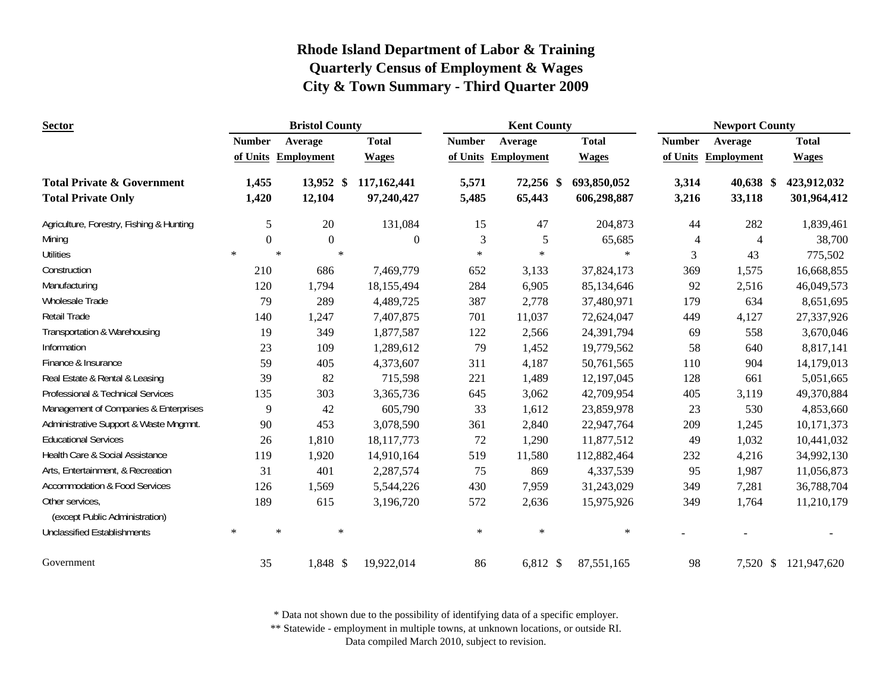# Rhode Island Department of Labor & Training
## Quarterly Census of Employment & Wages
## City & Town Summary - Third Quarter 2009

| Sector | Bristol County | | | Kent County | | | Newport County | | |
|---|---|---|---|---|---|---|---|---|---|
| | Number of Units | Average Employment | Total Wages | Number of Units | Average Employment | Total Wages | Number of Units | Average Employment | Total Wages |
| **Total Private & Government** | **1,455** | **13,952** | **$ 117,162,441** | **5,571** | **72,256** | **$ 693,850,052** | **3,314** | **40,638** | **$ 423,912,032** |
| **Total Private Only** | **1,420** | **12,104** | **97,240,427** | **5,485** | **65,443** | **606,298,887** | **3,216** | **33,118** | **301,964,412** |
| Agriculture, Forestry, Fishing & Hunting | 5 | 20 | 131,084 | 15 | 47 | 204,873 | 44 | 282 | 1,839,461 |
| Mining | 0 | 0 | 0 | 3 | 5 | 65,685 | 4 | 4 | 38,700 |
| Utilities | * | * | * | * | * | | 3 | 43 | 775,502 |
| Construction | 210 | 686 | 7,469,779 | 652 | 3,133 | 37,824,173 | 369 | 1,575 | 16,668,855 |
| Manufacturing | 120 | 1,794 | 18,155,494 | 284 | 6,905 | 85,134,646 | 92 | 2,516 | 46,049,573 |
| Wholesale Trade | 79 | 289 | 4,489,725 | 387 | 2,778 | 37,480,971 | 179 | 634 | 8,651,695 |
| Retail Trade | 140 | 1,247 | 7,407,875 | 701 | 11,037 | 72,624,047 | 449 | 4,127 | 27,337,926 |
| Transportation & Warehousing | 19 | 349 | 1,877,587 | 122 | 2,566 | 24,391,794 | 69 | 558 | 3,670,046 |
| Information | 23 | 109 | 1,289,612 | 79 | 1,452 | 19,779,562 | 58 | 640 | 8,817,141 |
| Finance & Insurance | 59 | 405 | 4,373,607 | 311 | 4,187 | 50,761,565 | 110 | 904 | 14,179,013 |
| Real Estate & Rental & Leasing | 39 | 82 | 715,598 | 221 | 1,489 | 12,197,045 | 128 | 661 | 5,051,665 |
| Professional & Technical Services | 135 | 303 | 3,365,736 | 645 | 3,062 | 42,709,954 | 405 | 3,119 | 49,370,884 |
| Management of Companies & Enterprises | 9 | 42 | 605,790 | 33 | 1,612 | 23,859,978 | 23 | 530 | 4,853,660 |
| Administrative Support & Waste Mngmnt. | 90 | 453 | 3,078,590 | 361 | 2,840 | 22,947,764 | 209 | 1,245 | 10,171,373 |
| Educational Services | 26 | 1,810 | 18,117,773 | 72 | 1,290 | 11,877,512 | 49 | 1,032 | 10,441,032 |
| Health Care & Social Assistance | 119 | 1,920 | 14,910,164 | 519 | 11,580 | 112,882,464 | 232 | 4,216 | 34,992,130 |
| Arts, Entertainment, & Recreation | 31 | 401 | 2,287,574 | 75 | 869 | 4,337,539 | 95 | 1,987 | 11,056,873 |
| Accommodation & Food Services | 126 | 1,569 | 5,544,226 | 430 | 7,959 | 31,243,029 | 349 | 7,281 | 36,788,704 |
| Other services, (except Public Administration) | 189 | 615 | 3,196,720 | 572 | 2,636 | 15,975,926 | 349 | 1,764 | 11,210,179 |
| Unclassified Establishments | * | * | * | * | * | * | - | - | - |
| Government | 35 | 1,848 | $ 19,922,014 | 86 | 6,812 | $ 87,551,165 | 98 | 7,520 | $ 121,947,620 |

\* Data not shown due to the possibility of identifying data of a specific employer.
\** Statewide - employment in multiple towns, at unknown locations, or outside RI.
Data compiled March 2010, subject to revision.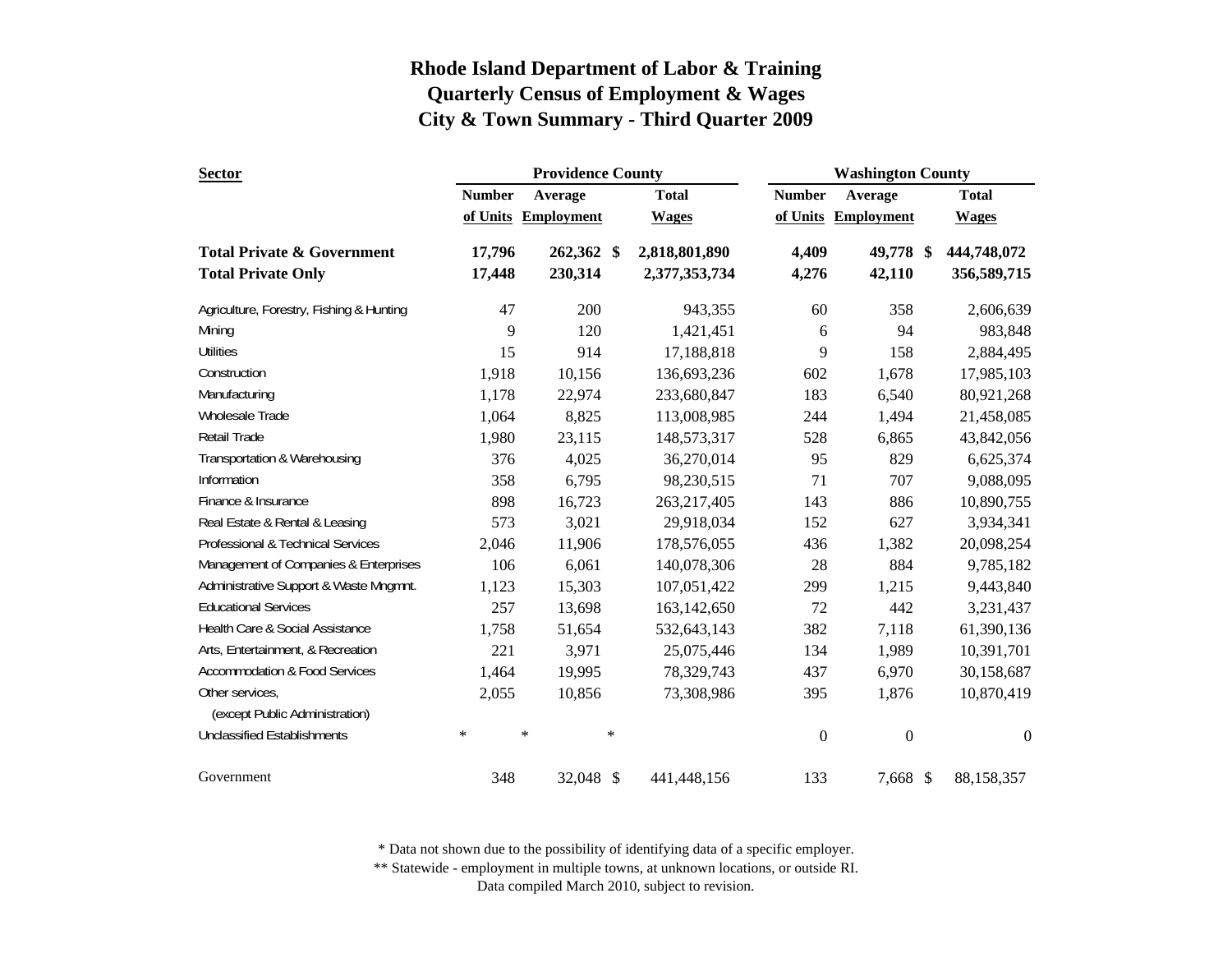# Rhode Island Department of Labor & Training
## Quarterly Census of Employment & Wages
## City & Town Summary - Third Quarter 2009

| Sector | Providence County | | | Washington County | | |
|---|---|---|---|---|---|---|
| | Number of Units | Average Employment | Total Wages | Number of Units | Average Employment | Total Wages |
| **Total Private & Government** | **17,796** | **262,362** | **$ 2,818,801,890** | **4,409** | **49,778** | **$ 444,748,072** |
| **Total Private Only** | **17,448** | **230,314** | **2,377,353,734** | **4,276** | **42,110** | **356,589,715** |
| Agriculture, Forestry, Fishing & Hunting | 47 | 200 | 943,355 | 60 | 358 | 2,606,639 |
| Mining | 9 | 120 | 1,421,451 | 6 | 94 | 983,848 |
| Utilities | 15 | 914 | 17,188,818 | 9 | 158 | 2,884,495 |
| Construction | 1,918 | 10,156 | 136,693,236 | 602 | 1,678 | 17,985,103 |
| Manufacturing | 1,178 | 22,974 | 233,680,847 | 183 | 6,540 | 80,921,268 |
| Wholesale Trade | 1,064 | 8,825 | 113,008,985 | 244 | 1,494 | 21,458,085 |
| Retail Trade | 1,980 | 23,115 | 148,573,317 | 528 | 6,865 | 43,842,056 |
| Transportation & Warehousing | 376 | 4,025 | 36,270,014 | 95 | 829 | 6,625,374 |
| Information | 358 | 6,795 | 98,230,515 | 71 | 707 | 9,088,095 |
| Finance & Insurance | 898 | 16,723 | 263,217,405 | 143 | 886 | 10,890,755 |
| Real Estate & Rental & Leasing | 573 | 3,021 | 29,918,034 | 152 | 627 | 3,934,341 |
| Professional & Technical Services | 2,046 | 11,906 | 178,576,055 | 436 | 1,382 | 20,098,254 |
| Management of Companies & Enterprises | 106 | 6,061 | 140,078,306 | 28 | 884 | 9,785,182 |
| Administrative Support & Waste Mngmnt. | 1,123 | 15,303 | 107,051,422 | 299 | 1,215 | 9,443,840 |
| Educational Services | 257 | 13,698 | 163,142,650 | 72 | 442 | 3,231,437 |
| Health Care & Social Assistance | 1,758 | 51,654 | 532,643,143 | 382 | 7,118 | 61,390,136 |
| Arts, Entertainment, & Recreation | 221 | 3,971 | 25,075,446 | 134 | 1,989 | 10,391,701 |
| Accommodation & Food Services | 1,464 | 19,995 | 78,329,743 | 437 | 6,970 | 30,158,687 |
| Other services, (except Public Administration) | 2,055 | 10,856 | 73,308,986 | 395 | 1,876 | 10,870,419 |
| Unclassified Establishments | * | * | * | 0 | 0 | 0 |
| Government | 348 | 32,048 | $ 441,448,156 | 133 | 7,668 | $ 88,158,357 |

\* Data not shown due to the possibility of identifying data of a specific employer.

\*\* Statewide - employment in multiple towns, at unknown locations, or outside RI.

Data compiled March 2010, subject to revision.